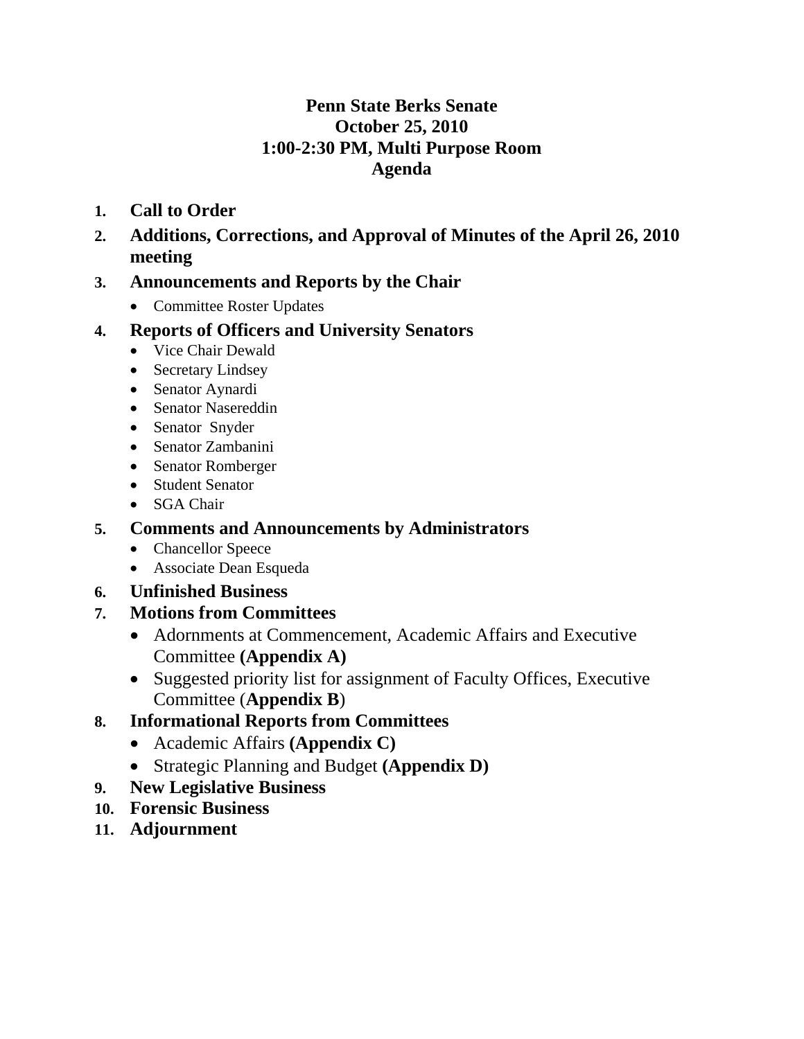# Penn State Berks Senate
## October 25, 2010
## 1:00-2:30 PM, Multi Purpose Room
## Agenda

1. **Call to Order**
2. **Additions, Corrections, and Approval of Minutes of the April 26, 2010 meeting**
3. **Announcements and Reports by the Chair**
   - Committee Roster Updates
4. **Reports of Officers and University Senators**
   - Vice Chair Dewald
   - Secretary Lindsey
   - Senator Aynardi
   - Senator Nasereddin
   - Senator Snyder
   - Senator Zambanini
   - Senator Romberger
   - Student Senator
   - SGA Chair
5. **Comments and Announcements by Administrators**
   - Chancellor Speece
   - Associate Dean Esqueda
6. **Unfinished Business**
7. **Motions from Committees**
   - Adornments at Commencement, Academic Affairs and Executive Committee **(Appendix A)**
   - Suggested priority list for assignment of Faculty Offices, Executive Committee (**Appendix B**)
8. **Informational Reports from Committees**
   - Academic Affairs **(Appendix C)**
   - Strategic Planning and Budget **(Appendix D)**
9. **New Legislative Business**
10. **Forensic Business**
11. **Adjournment**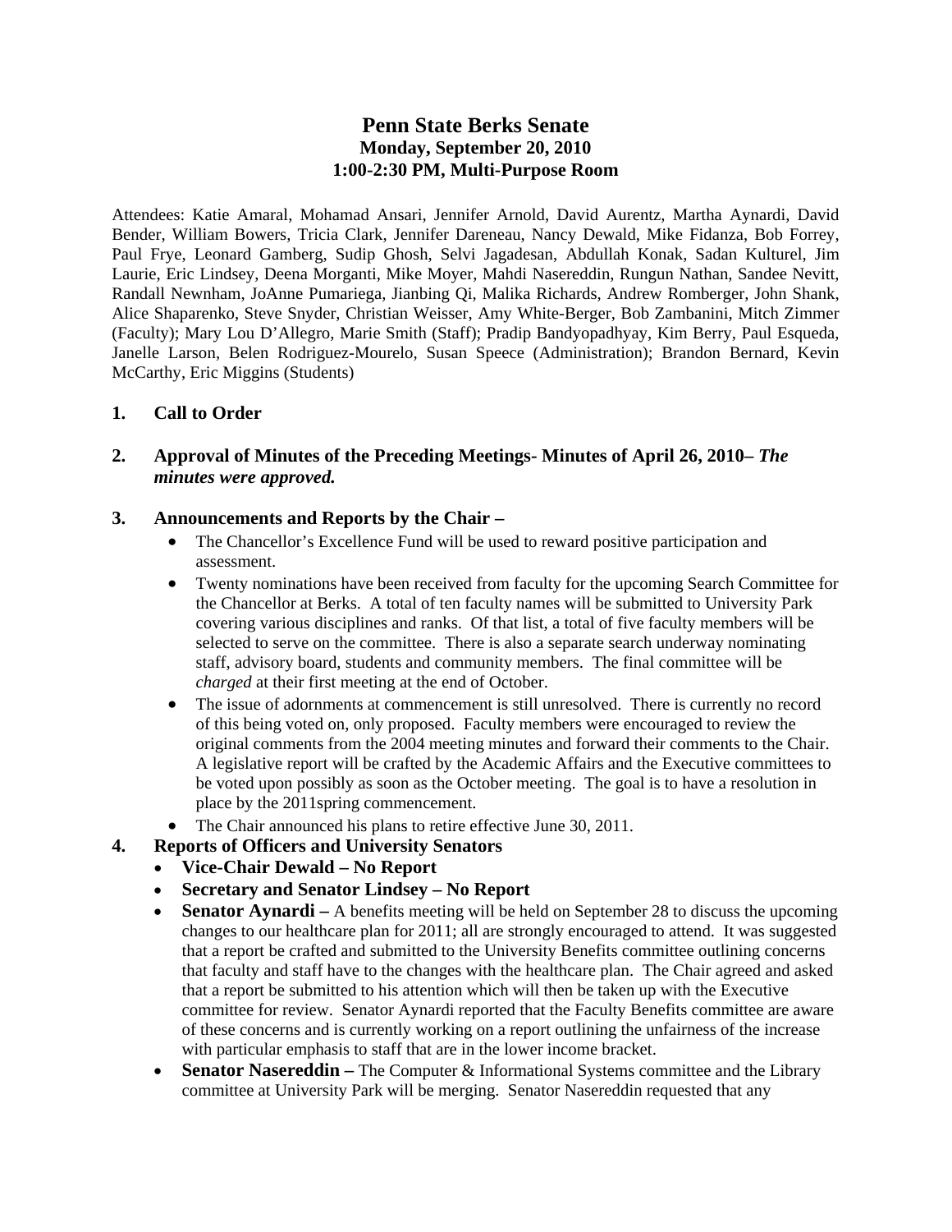# Penn State Berks Senate
## Monday, September 20, 2010
## 1:00-2:30 PM, Multi-Purpose Room

Attendees: Katie Amaral, Mohamad Ansari, Jennifer Arnold, David Aurentz, Martha Aynardi, David Bender, William Bowers, Tricia Clark, Jennifer Dareneau, Nancy Dewald, Mike Fidanza, Bob Forrey, Paul Frye, Leonard Gamberg, Sudip Ghosh, Selvi Jagadesan, Abdullah Konak, Sadan Kulturel, Jim Laurie, Eric Lindsey, Deena Morganti, Mike Moyer, Mahdi Nasereddin, Rungun Nathan, Sandee Nevitt, Randall Newnham, JoAnne Pumariega, Jianbing Qi, Malika Richards, Andrew Romberger, John Shank, Alice Shaparenko, Steve Snyder, Christian Weisser, Amy White-Berger, Bob Zambanini, Mitch Zimmer (Faculty); Mary Lou D'Allegro, Marie Smith (Staff); Pradip Bandyopadhyay, Kim Berry, Paul Esqueda, Janelle Larson, Belen Rodriguez-Mourelo, Susan Speece (Administration); Brandon Bernard, Kevin McCarthy, Eric Miggins (Students)

**1. Call to Order**

**2. Approval of Minutes of the Preceding Meetings- Minutes of April 26, 2010–** ***The minutes were approved.***

**3. Announcements and Reports by the Chair –**

- The Chancellor's Excellence Fund will be used to reward positive participation and assessment.
- Twenty nominations have been received from faculty for the upcoming Search Committee for the Chancellor at Berks. A total of ten faculty names will be submitted to University Park covering various disciplines and ranks. Of that list, a total of five faculty members will be selected to serve on the committee. There is also a separate search underway nominating staff, advisory board, students and community members. The final committee will be *charged* at their first meeting at the end of October.
- The issue of adornments at commencement is still unresolved. There is currently no record of this being voted on, only proposed. Faculty members were encouraged to review the original comments from the 2004 meeting minutes and forward their comments to the Chair. A legislative report will be crafted by the Academic Affairs and the Executive committees to be voted upon possibly as soon as the October meeting. The goal is to have a resolution in place by the 2011spring commencement.
- The Chair announced his plans to retire effective June 30, 2011.

**4. Reports of Officers and University Senators**

- **Vice-Chair Dewald – No Report**
- **Secretary and Senator Lindsey – No Report**
- **Senator Aynardi –** A benefits meeting will be held on September 28 to discuss the upcoming changes to our healthcare plan for 2011; all are strongly encouraged to attend. It was suggested that a report be crafted and submitted to the University Benefits committee outlining concerns that faculty and staff have to the changes with the healthcare plan. The Chair agreed and asked that a report be submitted to his attention which will then be taken up with the Executive committee for review. Senator Aynardi reported that the Faculty Benefits committee are aware of these concerns and is currently working on a report outlining the unfairness of the increase with particular emphasis to staff that are in the lower income bracket.
- **Senator Nasereddin –** The Computer & Informational Systems committee and the Library committee at University Park will be merging. Senator Nasereddin requested that any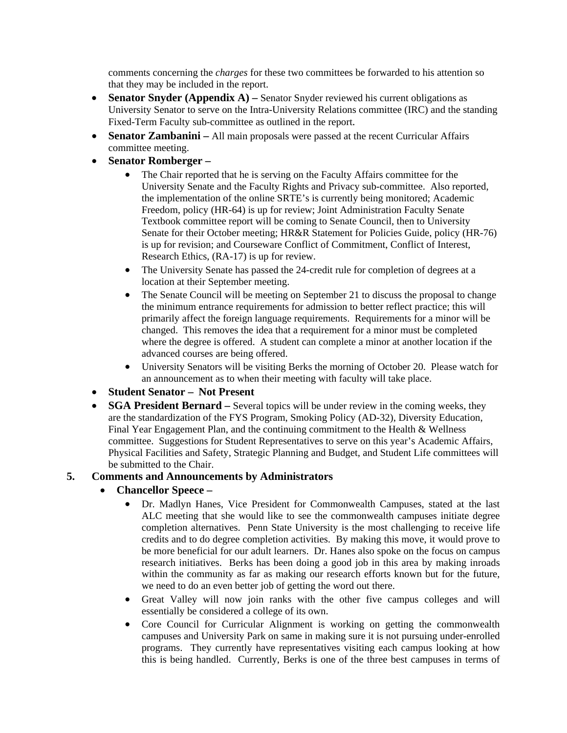comments concerning the *charges* for these two committees be forwarded to his attention so that they may be included in the report.

- **Senator Snyder (Appendix A) –** Senator Snyder reviewed his current obligations as University Senator to serve on the Intra-University Relations committee (IRC) and the standing Fixed-Term Faculty sub-committee as outlined in the report.
- **Senator Zambanini –** All main proposals were passed at the recent Curricular Affairs committee meeting.
- **Senator Romberger –**
  - The Chair reported that he is serving on the Faculty Affairs committee for the University Senate and the Faculty Rights and Privacy sub-committee. Also reported, the implementation of the online SRTE's is currently being monitored; Academic Freedom, policy (HR-64) is up for review; Joint Administration Faculty Senate Textbook committee report will be coming to Senate Council, then to University Senate for their October meeting; HR&R Statement for Policies Guide, policy (HR-76) is up for revision; and Courseware Conflict of Commitment, Conflict of Interest, Research Ethics, (RA-17) is up for review.
  - The University Senate has passed the 24-credit rule for completion of degrees at a location at their September meeting.
  - The Senate Council will be meeting on September 21 to discuss the proposal to change the minimum entrance requirements for admission to better reflect practice; this will primarily affect the foreign language requirements. Requirements for a minor will be changed. This removes the idea that a requirement for a minor must be completed where the degree is offered. A student can complete a minor at another location if the advanced courses are being offered.
  - University Senators will be visiting Berks the morning of October 20. Please watch for an announcement as to when their meeting with faculty will take place.
- **Student Senator – Not Present**
- **SGA President Bernard –** Several topics will be under review in the coming weeks, they are the standardization of the FYS Program, Smoking Policy (AD-32), Diversity Education, Final Year Engagement Plan, and the continuing commitment to the Health & Wellness committee. Suggestions for Student Representatives to serve on this year's Academic Affairs, Physical Facilities and Safety, Strategic Planning and Budget, and Student Life committees will be submitted to the Chair.

## 5. Comments and Announcements by Administrators

- **Chancellor Speece –**
  - Dr. Madlyn Hanes, Vice President for Commonwealth Campuses, stated at the last ALC meeting that she would like to see the commonwealth campuses initiate degree completion alternatives. Penn State University is the most challenging to receive life credits and to do degree completion activities. By making this move, it would prove to be more beneficial for our adult learners. Dr. Hanes also spoke on the focus on campus research initiatives. Berks has been doing a good job in this area by making inroads within the community as far as making our research efforts known but for the future, we need to do an even better job of getting the word out there.
  - Great Valley will now join ranks with the other five campus colleges and will essentially be considered a college of its own.
  - Core Council for Curricular Alignment is working on getting the commonwealth campuses and University Park on same in making sure it is not pursuing under-enrolled programs. They currently have representatives visiting each campus looking at how this is being handled. Currently, Berks is one of the three best campuses in terms of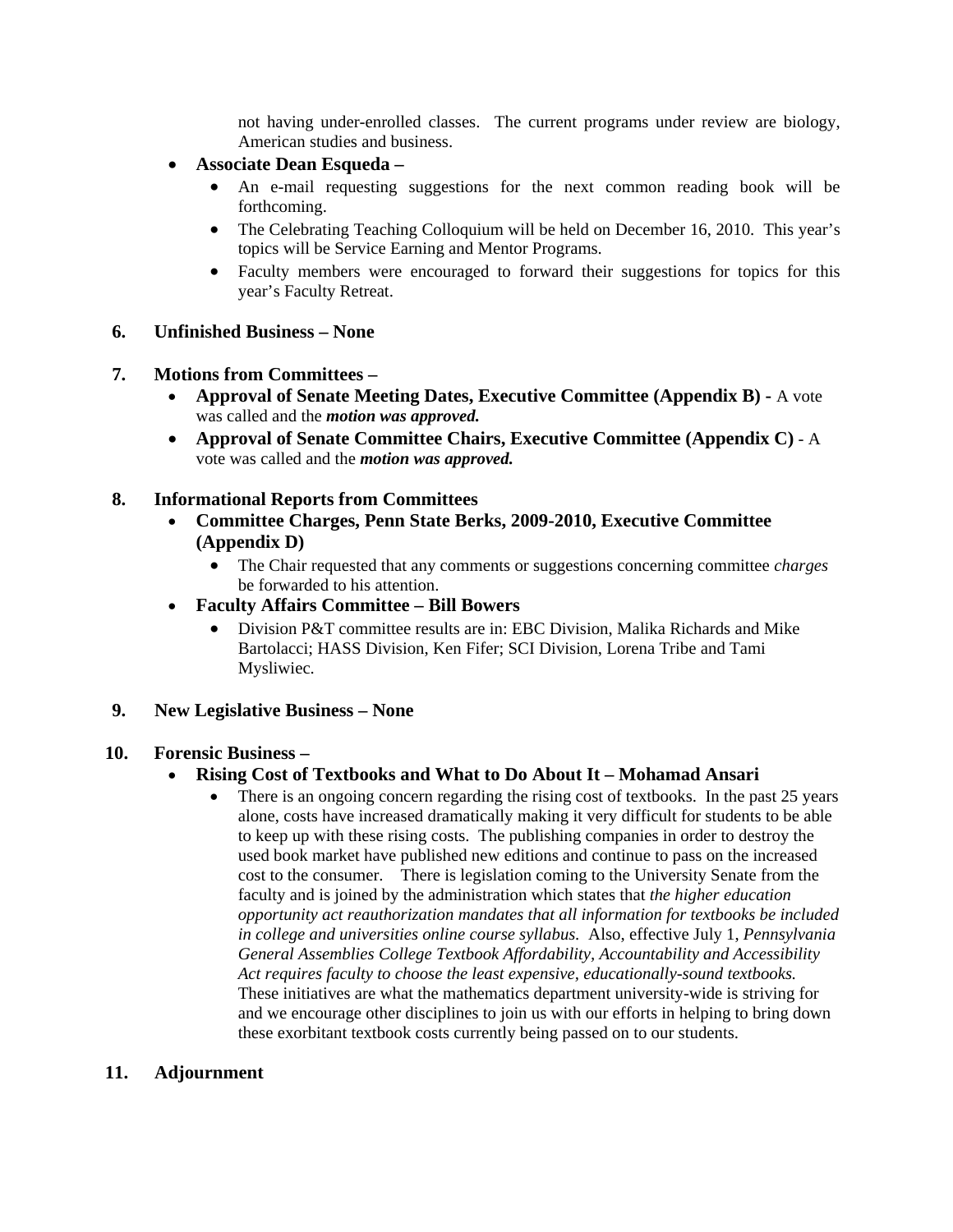not having under-enrolled classes. The current programs under review are biology, American studies and business.

- **Associate Dean Esqueda –**
  - An e-mail requesting suggestions for the next common reading book will be forthcoming.
  - The Celebrating Teaching Colloquium will be held on December 16, 2010. This year's topics will be Service Earning and Mentor Programs.
  - Faculty members were encouraged to forward their suggestions for topics for this year's Faculty Retreat.

**6. Unfinished Business – None**

**7. Motions from Committees –**

- **Approval of Senate Meeting Dates, Executive Committee (Appendix B) -** A vote was called and the ***motion was approved.***
- **Approval of Senate Committee Chairs, Executive Committee (Appendix C)** - A vote was called and the ***motion was approved.***

**8. Informational Reports from Committees**

- **Committee Charges, Penn State Berks, 2009-2010, Executive Committee (Appendix D)**
  - The Chair requested that any comments or suggestions concerning committee *charges* be forwarded to his attention.
- **Faculty Affairs Committee – Bill Bowers**
  - Division P&T committee results are in: EBC Division, Malika Richards and Mike Bartolacci; HASS Division, Ken Fifer; SCI Division, Lorena Tribe and Tami Mysliwiec.

**9. New Legislative Business – None**

**10. Forensic Business –**

- **Rising Cost of Textbooks and What to Do About It – Mohamad Ansari**
  - There is an ongoing concern regarding the rising cost of textbooks. In the past 25 years alone, costs have increased dramatically making it very difficult for students to be able to keep up with these rising costs. The publishing companies in order to destroy the used book market have published new editions and continue to pass on the increased cost to the consumer. There is legislation coming to the University Senate from the faculty and is joined by the administration which states that *the higher education opportunity act reauthorization mandates that all information for textbooks be included in college and universities online course syllabus.* Also, effective July 1, *Pennsylvania General Assemblies College Textbook Affordability, Accountability and Accessibility Act requires faculty to choose the least expensive, educationally-sound textbooks.* These initiatives are what the mathematics department university-wide is striving for and we encourage other disciplines to join us with our efforts in helping to bring down these exorbitant textbook costs currently being passed on to our students.

**11. Adjournment**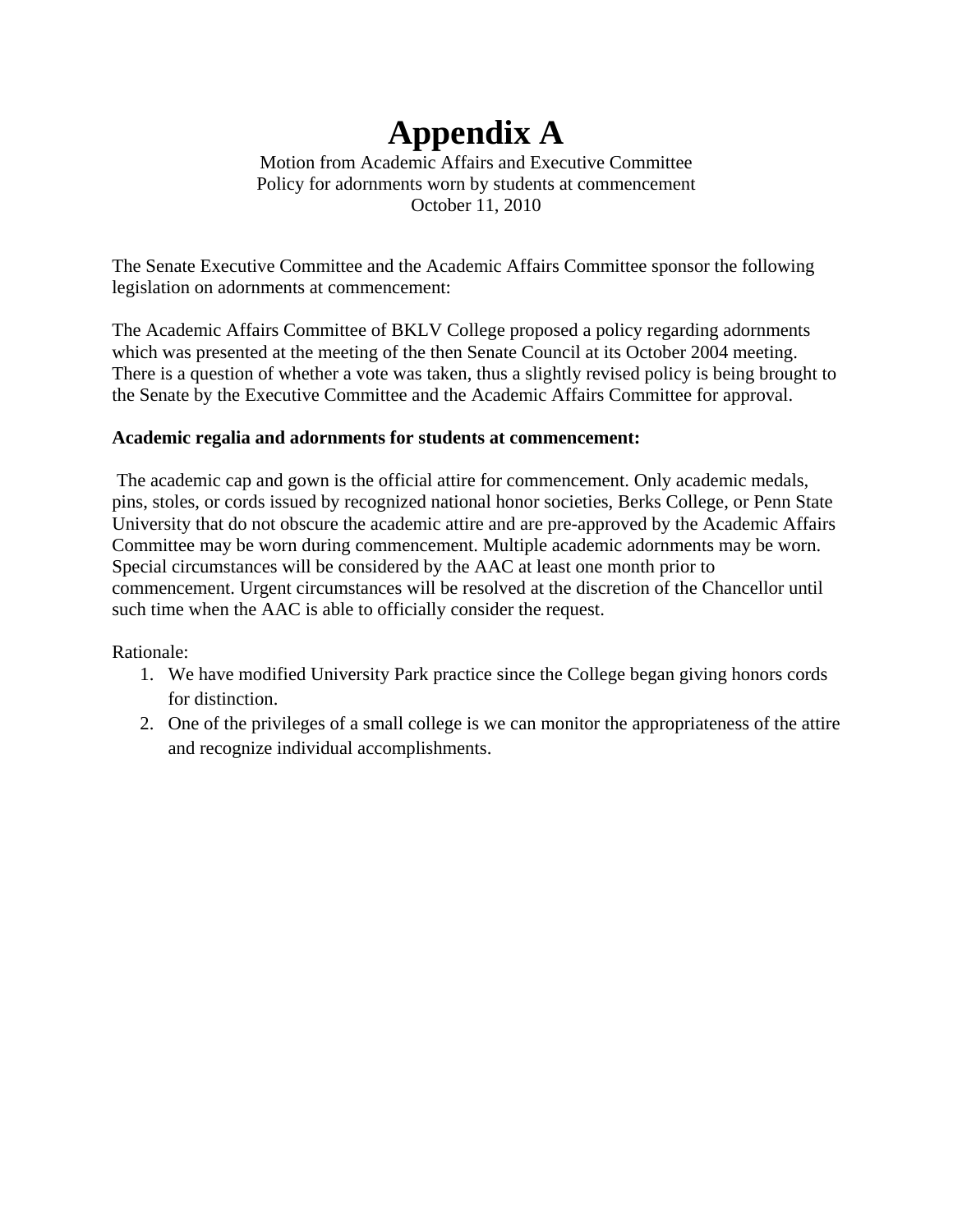# Appendix A

Motion from Academic Affairs and Executive Committee
Policy for adornments worn by students at commencement
October 11, 2010

The Senate Executive Committee and the Academic Affairs Committee sponsor the following legislation on adornments at commencement:

The Academic Affairs Committee of BKLV College proposed a policy regarding adornments which was presented at the meeting of the then Senate Council at its October 2004 meeting. There is a question of whether a vote was taken, thus a slightly revised policy is being brought to the Senate by the Executive Committee and the Academic Affairs Committee for approval.

**Academic regalia and adornments for students at commencement:**

The academic cap and gown is the official attire for commencement. Only academic medals, pins, stoles, or cords issued by recognized national honor societies, Berks College, or Penn State University that do not obscure the academic attire and are pre-approved by the Academic Affairs Committee may be worn during commencement. Multiple academic adornments may be worn. Special circumstances will be considered by the AAC at least one month prior to commencement. Urgent circumstances will be resolved at the discretion of the Chancellor until such time when the AAC is able to officially consider the request.

Rationale:

1. We have modified University Park practice since the College began giving honors cords for distinction.
2. One of the privileges of a small college is we can monitor the appropriateness of the attire and recognize individual accomplishments.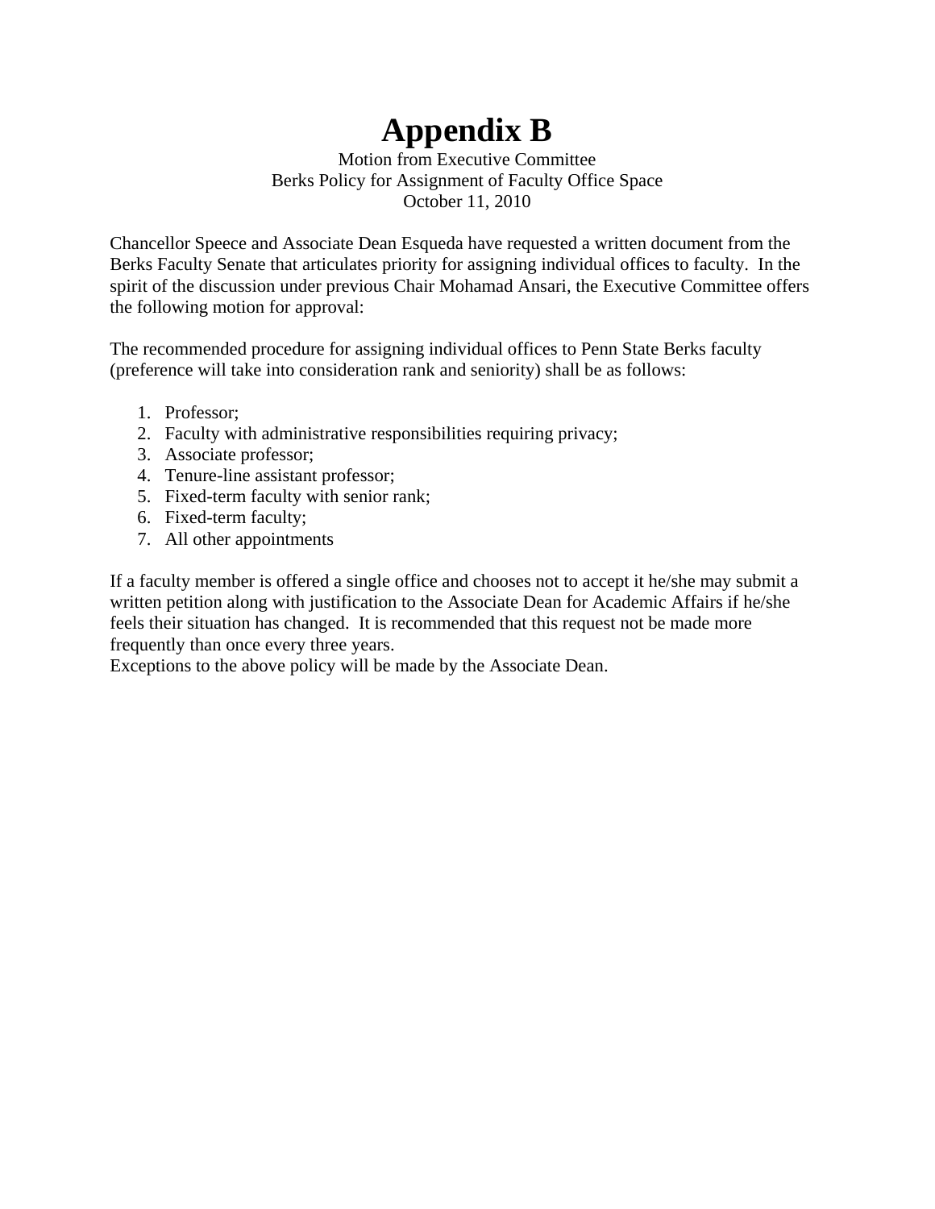# Appendix B

Motion from Executive Committee
Berks Policy for Assignment of Faculty Office Space
October 11, 2010

Chancellor Speece and Associate Dean Esqueda have requested a written document from the Berks Faculty Senate that articulates priority for assigning individual offices to faculty. In the spirit of the discussion under previous Chair Mohamad Ansari, the Executive Committee offers the following motion for approval:

The recommended procedure for assigning individual offices to Penn State Berks faculty (preference will take into consideration rank and seniority) shall be as follows:

1. Professor;
2. Faculty with administrative responsibilities requiring privacy;
3. Associate professor;
4. Tenure-line assistant professor;
5. Fixed-term faculty with senior rank;
6. Fixed-term faculty;
7. All other appointments

If a faculty member is offered a single office and chooses not to accept it he/she may submit a written petition along with justification to the Associate Dean for Academic Affairs if he/she feels their situation has changed. It is recommended that this request not be made more frequently than once every three years.
Exceptions to the above policy will be made by the Associate Dean.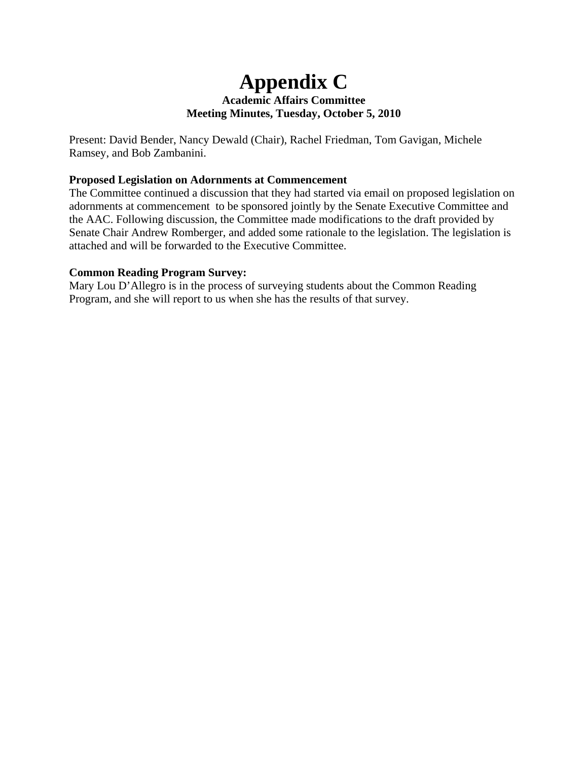# Appendix C

**Academic Affairs Committee**
**Meeting Minutes, Tuesday, October 5, 2010**

Present: David Bender, Nancy Dewald (Chair), Rachel Friedman, Tom Gavigan, Michele Ramsey, and Bob Zambanini.

**Proposed Legislation on Adornments at Commencement**

The Committee continued a discussion that they had started via email on proposed legislation on adornments at commencement to be sponsored jointly by the Senate Executive Committee and the AAC. Following discussion, the Committee made modifications to the draft provided by Senate Chair Andrew Romberger, and added some rationale to the legislation. The legislation is attached and will be forwarded to the Executive Committee.

**Common Reading Program Survey:**

Mary Lou D'Allegro is in the process of surveying students about the Common Reading Program, and she will report to us when she has the results of that survey.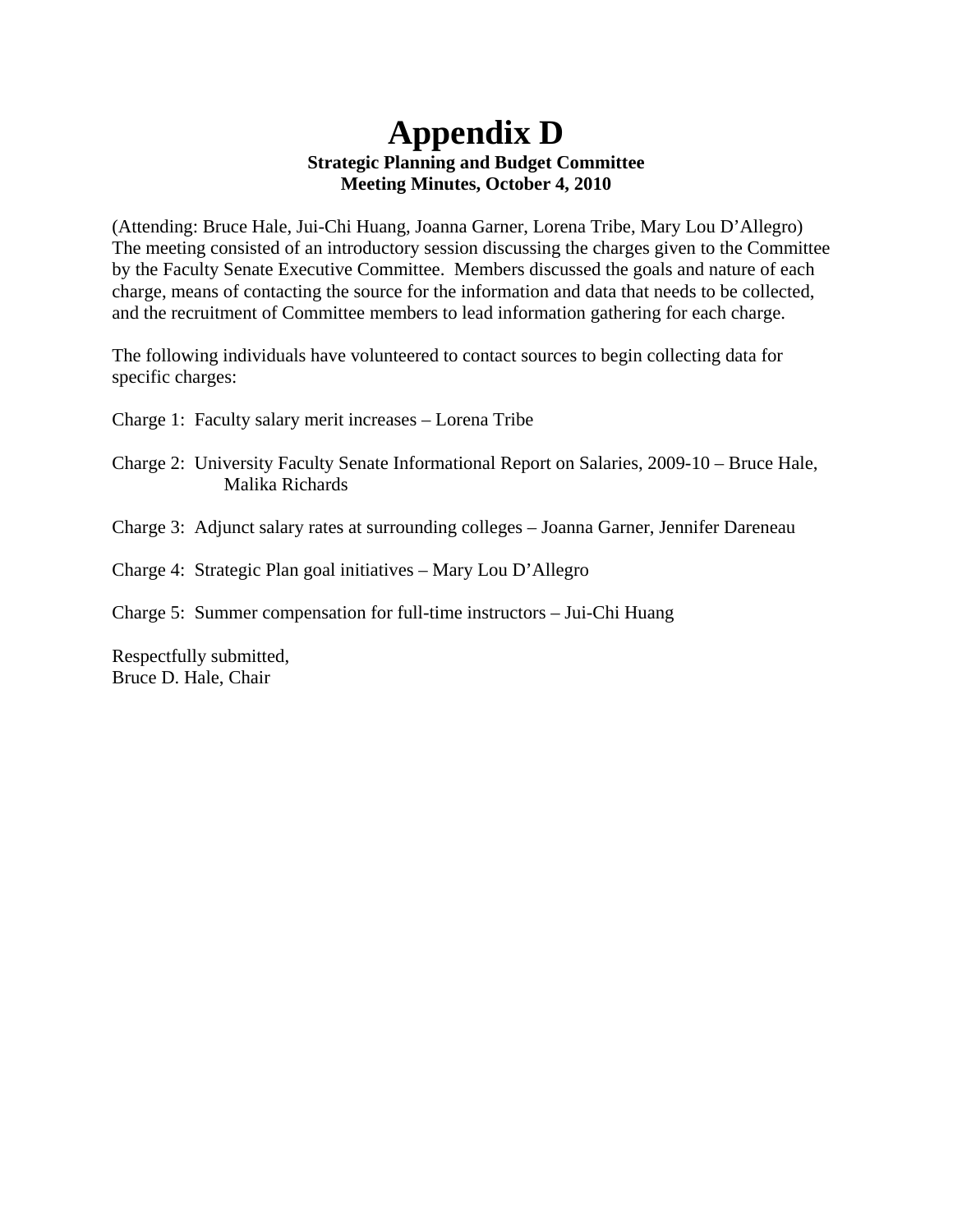# Appendix D

**Strategic Planning and Budget Committee**
**Meeting Minutes, October 4, 2010**

(Attending: Bruce Hale, Jui-Chi Huang, Joanna Garner, Lorena Tribe, Mary Lou D'Allegro) The meeting consisted of an introductory session discussing the charges given to the Committee by the Faculty Senate Executive Committee. Members discussed the goals and nature of each charge, means of contacting the source for the information and data that needs to be collected, and the recruitment of Committee members to lead information gathering for each charge.

The following individuals have volunteered to contact sources to begin collecting data for specific charges:

Charge 1: Faculty salary merit increases – Lorena Tribe

Charge 2: University Faculty Senate Informational Report on Salaries, 2009-10 – Bruce Hale, Malika Richards

Charge 3: Adjunct salary rates at surrounding colleges – Joanna Garner, Jennifer Dareneau

Charge 4: Strategic Plan goal initiatives – Mary Lou D'Allegro

Charge 5: Summer compensation for full-time instructors – Jui-Chi Huang

Respectfully submitted,
Bruce D. Hale, Chair